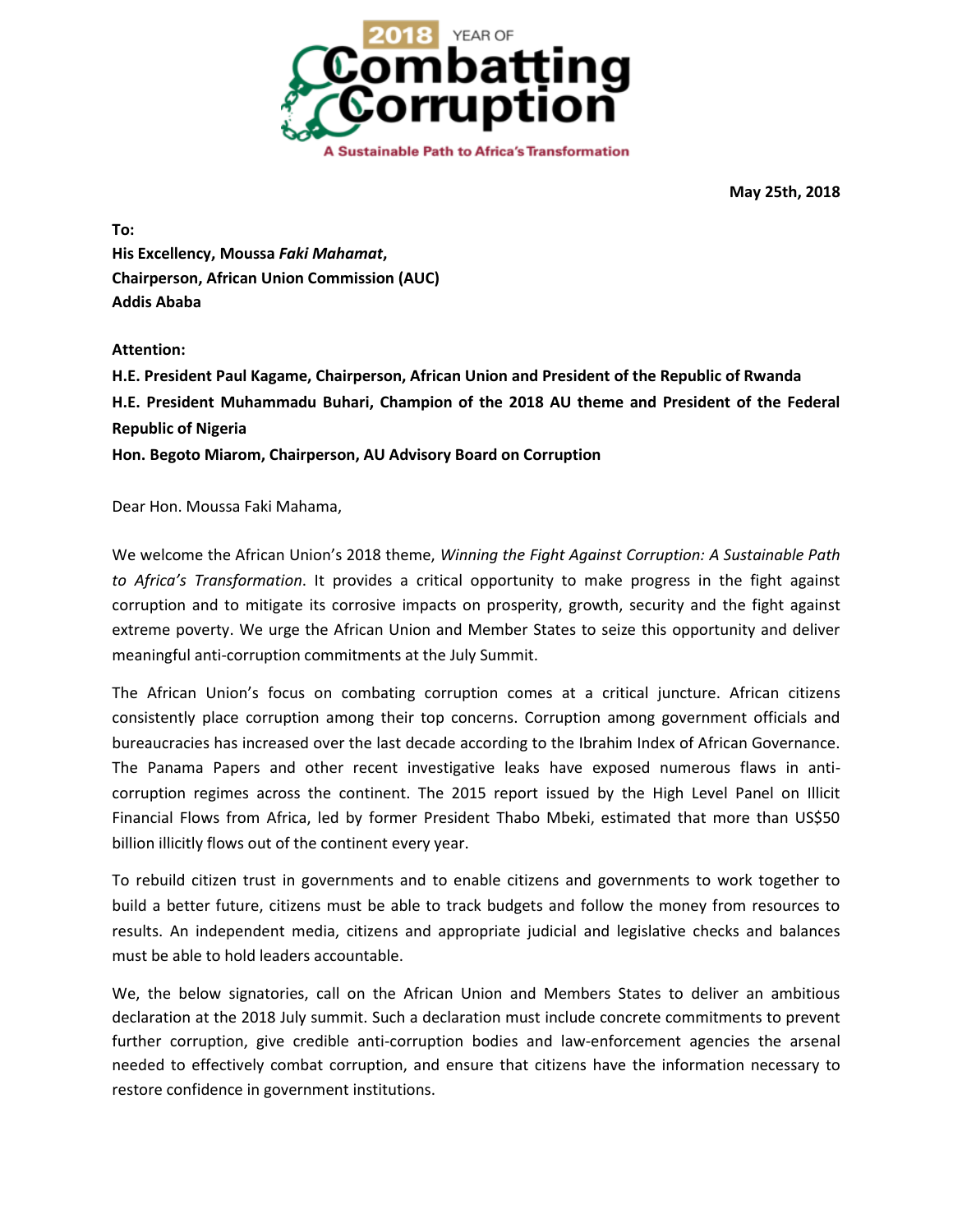2018 YEAR OF Combatting Corruption

A Sustainable Path to Africa's Transformation

**May 25th, 2018**

**To:**
**His Excellency, Moussa *Faki Mahamat*,**
**Chairperson, African Union Commission (AUC)**
**Addis Ababa**

**Attention:**
**H.E. President Paul Kagame, Chairperson, African Union and President of the Republic of Rwanda**
**H.E. President Muhammadu Buhari, Champion of the 2018 AU theme and President of the Federal Republic of Nigeria**
**Hon. Begoto Miarom, Chairperson, AU Advisory Board on Corruption**

Dear Hon. Moussa Faki Mahama,

We welcome the African Union's 2018 theme, *Winning the Fight Against Corruption: A Sustainable Path to Africa's Transformation*. It provides a critical opportunity to make progress in the fight against corruption and to mitigate its corrosive impacts on prosperity, growth, security and the fight against extreme poverty. We urge the African Union and Member States to seize this opportunity and deliver meaningful anti-corruption commitments at the July Summit.

The African Union's focus on combating corruption comes at a critical juncture. African citizens consistently place corruption among their top concerns. Corruption among government officials and bureaucracies has increased over the last decade according to the Ibrahim Index of African Governance. The Panama Papers and other recent investigative leaks have exposed numerous flaws in anti-corruption regimes across the continent. The 2015 report issued by the High Level Panel on Illicit Financial Flows from Africa, led by former President Thabo Mbeki, estimated that more than US$50 billion illicitly flows out of the continent every year.

To rebuild citizen trust in governments and to enable citizens and governments to work together to build a better future, citizens must be able to track budgets and follow the money from resources to results. An independent media, citizens and appropriate judicial and legislative checks and balances must be able to hold leaders accountable.

We, the below signatories, call on the African Union and Members States to deliver an ambitious declaration at the 2018 July summit. Such a declaration must include concrete commitments to prevent further corruption, give credible anti-corruption bodies and law-enforcement agencies the arsenal needed to effectively combat corruption, and ensure that citizens have the information necessary to restore confidence in government institutions.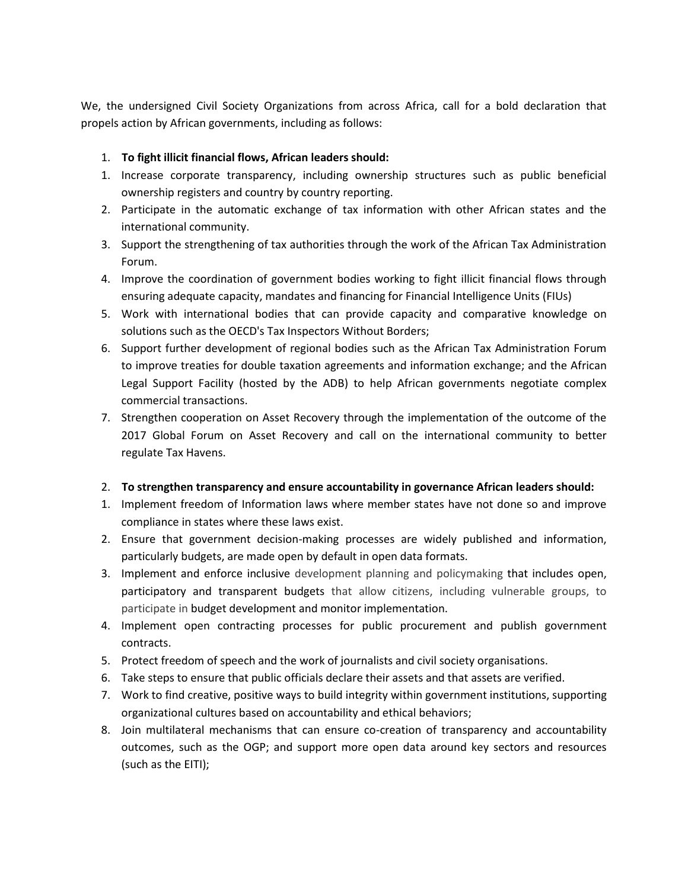We, the undersigned Civil Society Organizations from across Africa, call for a bold declaration that propels action by African governments, including as follows:

1. **To fight illicit financial flows, African leaders should:**

1. Increase corporate transparency, including ownership structures such as public beneficial ownership registers and country by country reporting.
2. Participate in the automatic exchange of tax information with other African states and the international community.
3. Support the strengthening of tax authorities through the work of the African Tax Administration Forum.
4. Improve the coordination of government bodies working to fight illicit financial flows through ensuring adequate capacity, mandates and financing for Financial Intelligence Units (FIUs)
5. Work with international bodies that can provide capacity and comparative knowledge on solutions such as the OECD's Tax Inspectors Without Borders;
6. Support further development of regional bodies such as the African Tax Administration Forum to improve treaties for double taxation agreements and information exchange; and the African Legal Support Facility (hosted by the ADB) to help African governments negotiate complex commercial transactions.
7. Strengthen cooperation on Asset Recovery through the implementation of the outcome of the 2017 Global Forum on Asset Recovery and call on the international community to better regulate Tax Havens.

2. **To strengthen transparency and ensure accountability in governance African leaders should:**

1. Implement freedom of Information laws where member states have not done so and improve compliance in states where these laws exist.
2. Ensure that government decision-making processes are widely published and information, particularly budgets, are made open by default in open data formats.
3. Implement and enforce inclusive development planning and policymaking that includes open, participatory and transparent budgets that allow citizens, including vulnerable groups, to participate in budget development and monitor implementation.
4. Implement open contracting processes for public procurement and publish government contracts.
5. Protect freedom of speech and the work of journalists and civil society organisations.
6. Take steps to ensure that public officials declare their assets and that assets are verified.
7. Work to find creative, positive ways to build integrity within government institutions, supporting organizational cultures based on accountability and ethical behaviors;
8. Join multilateral mechanisms that can ensure co-creation of transparency and accountability outcomes, such as the OGP; and support more open data around key sectors and resources (such as the EITI);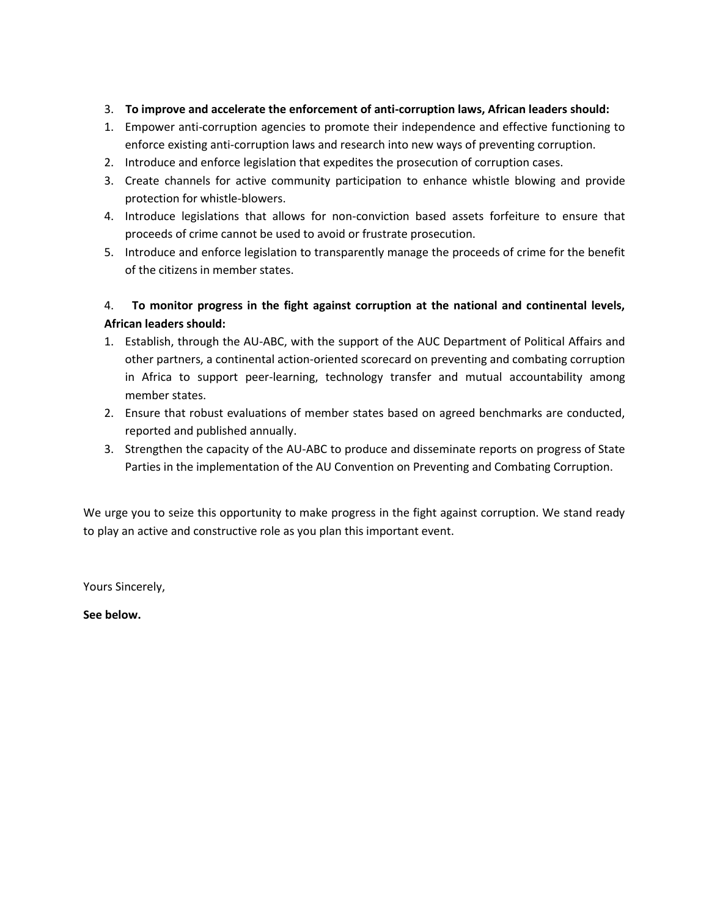3. **To improve and accelerate the enforcement of anti-corruption laws, African leaders should:**

1. Empower anti-corruption agencies to promote their independence and effective functioning to enforce existing anti-corruption laws and research into new ways of preventing corruption.
2. Introduce and enforce legislation that expedites the prosecution of corruption cases.
3. Create channels for active community participation to enhance whistle blowing and provide protection for whistle-blowers.
4. Introduce legislations that allows for non-conviction based assets forfeiture to ensure that proceeds of crime cannot be used to avoid or frustrate prosecution.
5. Introduce and enforce legislation to transparently manage the proceeds of crime for the benefit of the citizens in member states.

4. **To monitor progress in the fight against corruption at the national and continental levels, African leaders should:**

1. Establish, through the AU-ABC, with the support of the AUC Department of Political Affairs and other partners, a continental action-oriented scorecard on preventing and combating corruption in Africa to support peer-learning, technology transfer and mutual accountability among member states.
2. Ensure that robust evaluations of member states based on agreed benchmarks are conducted, reported and published annually.
3. Strengthen the capacity of the AU-ABC to produce and disseminate reports on progress of State Parties in the implementation of the AU Convention on Preventing and Combating Corruption.

We urge you to seize this opportunity to make progress in the fight against corruption. We stand ready to play an active and constructive role as you plan this important event.

Yours Sincerely,

**See below.**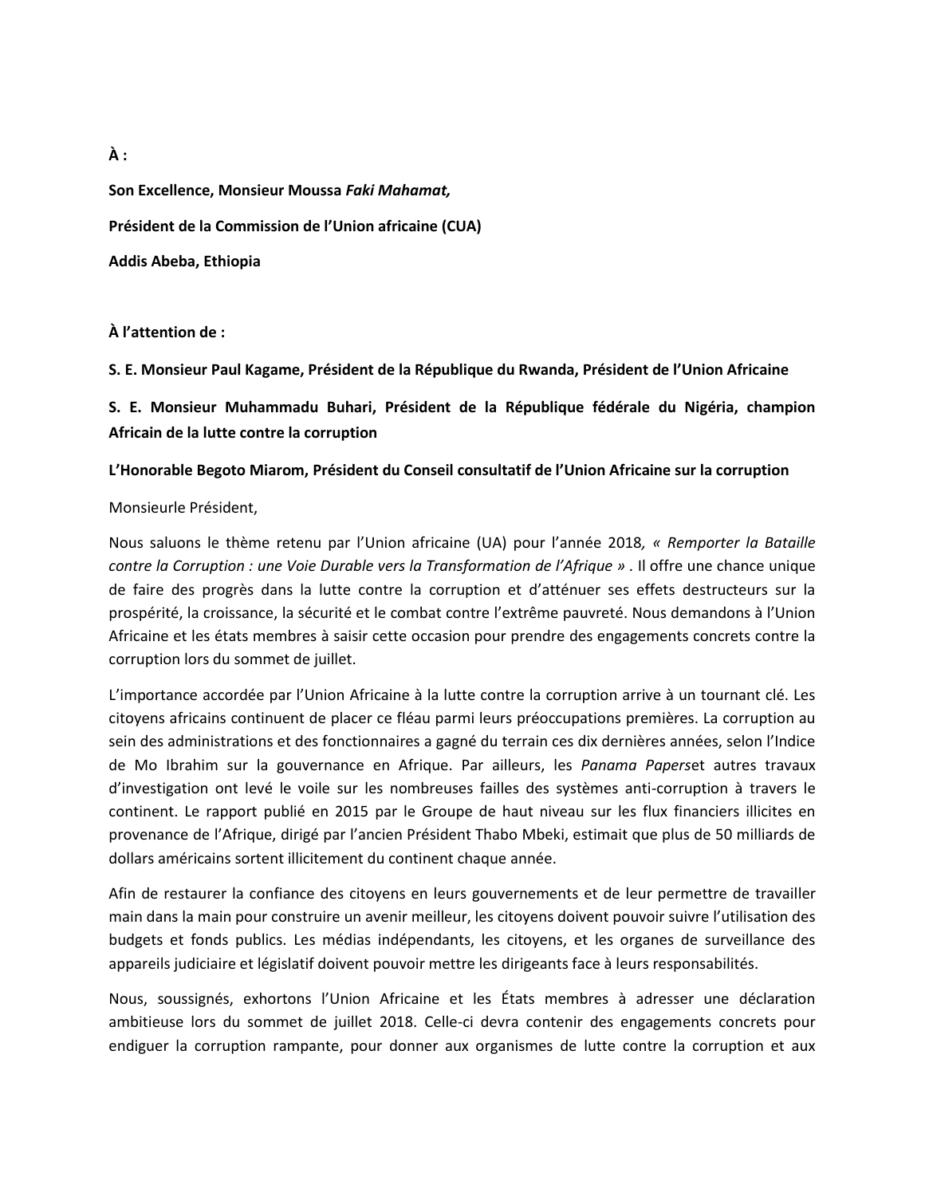**À :**

**Son Excellence, Monsieur Moussa *Faki Mahamat,***

**Président de la Commission de l'Union africaine (CUA)**

**Addis Abeba, Ethiopia**

**À l'attention de :**

**S. E. Monsieur Paul Kagame, Président de la République du Rwanda, Président de l'Union Africaine**

**S. E. Monsieur Muhammadu Buhari, Président de la République fédérale du Nigéria, champion Africain de la lutte contre la corruption**

**L'Honorable Begoto Miarom, Président du Conseil consultatif de l'Union Africaine sur la corruption**

Monsieurle Président,

Nous saluons le thème retenu par l'Union africaine (UA) pour l'année 2018*, « Remporter la Bataille contre la Corruption : une Voie Durable vers la Transformation de l'Afrique »* . Il offre une chance unique de faire des progrès dans la lutte contre la corruption et d'atténuer ses effets destructeurs sur la prospérité, la croissance, la sécurité et le combat contre l'extrême pauvreté. Nous demandons à l'Union Africaine et les états membres à saisir cette occasion pour prendre des engagements concrets contre la corruption lors du sommet de juillet.

L'importance accordée par l'Union Africaine à la lutte contre la corruption arrive à un tournant clé. Les citoyens africains continuent de placer ce fléau parmi leurs préoccupations premières. La corruption au sein des administrations et des fonctionnaires a gagné du terrain ces dix dernières années, selon l'Indice de Mo Ibrahim sur la gouvernance en Afrique. Par ailleurs, les *Panama Papers*et autres travaux d'investigation ont levé le voile sur les nombreuses failles des systèmes anti-corruption à travers le continent. Le rapport publié en 2015 par le Groupe de haut niveau sur les flux financiers illicites en provenance de l'Afrique, dirigé par l'ancien Président Thabo Mbeki, estimait que plus de 50 milliards de dollars américains sortent illicitement du continent chaque année.

Afin de restaurer la confiance des citoyens en leurs gouvernements et de leur permettre de travailler main dans la main pour construire un avenir meilleur, les citoyens doivent pouvoir suivre l'utilisation des budgets et fonds publics. Les médias indépendants, les citoyens, et les organes de surveillance des appareils judiciaire et législatif doivent pouvoir mettre les dirigeants face à leurs responsabilités.

Nous, soussignés, exhortons l'Union Africaine et les États membres à adresser une déclaration ambitieuse lors du sommet de juillet 2018. Celle-ci devra contenir des engagements concrets pour endiguer la corruption rampante, pour donner aux organismes de lutte contre la corruption et aux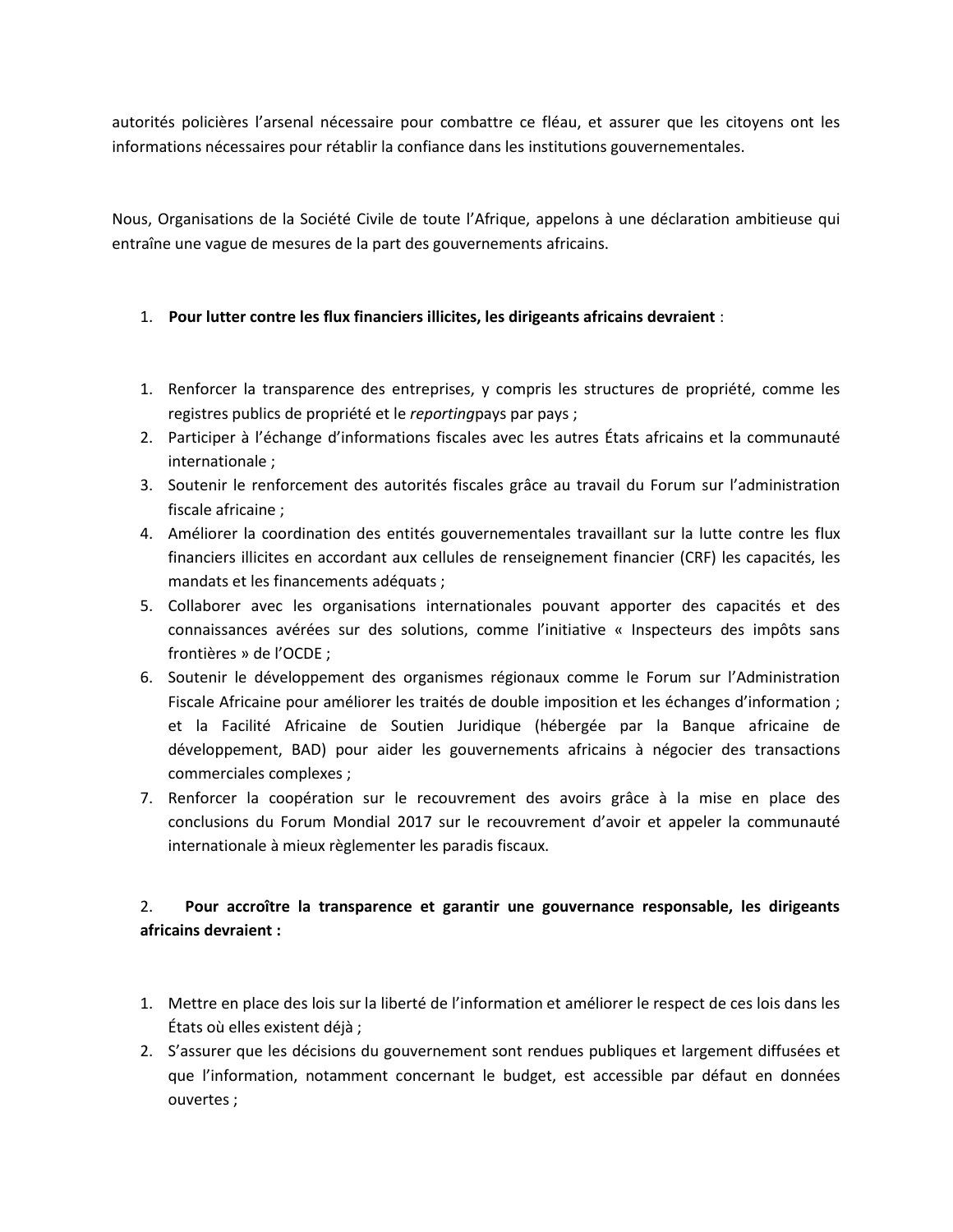autorités policières l'arsenal nécessaire pour combattre ce fléau, et assurer que les citoyens ont les informations nécessaires pour rétablir la confiance dans les institutions gouvernementales.

Nous, Organisations de la Société Civile de toute l'Afrique, appelons à une déclaration ambitieuse qui entraîne une vague de mesures de la part des gouvernements africains.

1. **Pour lutter contre les flux financiers illicites, les dirigeants africains devraient** :

1. Renforcer la transparence des entreprises, y compris les structures de propriété, comme les registres publics de propriété et le *reporting*pays par pays ;
2. Participer à l'échange d'informations fiscales avec les autres États africains et la communauté internationale ;
3. Soutenir le renforcement des autorités fiscales grâce au travail du Forum sur l'administration fiscale africaine ;
4. Améliorer la coordination des entités gouvernementales travaillant sur la lutte contre les flux financiers illicites en accordant aux cellules de renseignement financier (CRF) les capacités, les mandats et les financements adéquats ;
5. Collaborer avec les organisations internationales pouvant apporter des capacités et des connaissances avérées sur des solutions, comme l'initiative « Inspecteurs des impôts sans frontières » de l'OCDE ;
6. Soutenir le développement des organismes régionaux comme le Forum sur l'Administration Fiscale Africaine pour améliorer les traités de double imposition et les échanges d'information ; et la Facilité Africaine de Soutien Juridique (hébergée par la Banque africaine de développement, BAD) pour aider les gouvernements africains à négocier des transactions commerciales complexes ;
7. Renforcer la coopération sur le recouvrement des avoirs grâce à la mise en place des conclusions du Forum Mondial 2017 sur le recouvrement d'avoir et appeler la communauté internationale à mieux règlementer les paradis fiscaux.

2. **Pour accroître la transparence et garantir une gouvernance responsable, les dirigeants africains devraient :**

1. Mettre en place des lois sur la liberté de l'information et améliorer le respect de ces lois dans les États où elles existent déjà ;
2. S'assurer que les décisions du gouvernement sont rendues publiques et largement diffusées et que l'information, notamment concernant le budget, est accessible par défaut en données ouvertes ;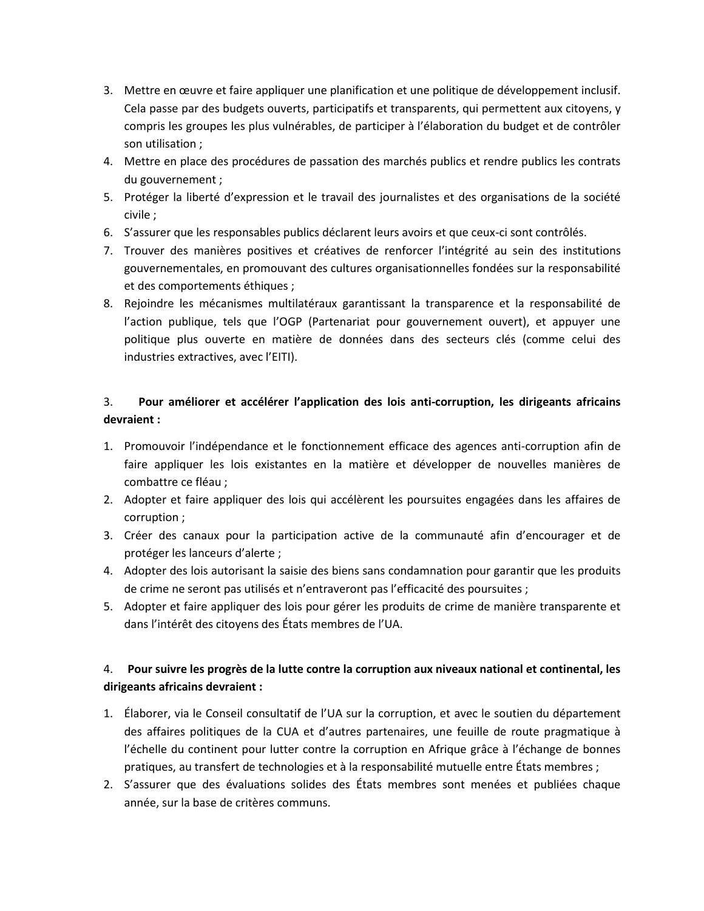3. Mettre en œuvre et faire appliquer une planification et une politique de développement inclusif. Cela passe par des budgets ouverts, participatifs et transparents, qui permettent aux citoyens, y compris les groupes les plus vulnérables, de participer à l'élaboration du budget et de contrôler son utilisation ;
4. Mettre en place des procédures de passation des marchés publics et rendre publics les contrats du gouvernement ;
5. Protéger la liberté d'expression et le travail des journalistes et des organisations de la société civile ;
6. S'assurer que les responsables publics déclarent leurs avoirs et que ceux-ci sont contrôlés.
7. Trouver des manières positives et créatives de renforcer l'intégrité au sein des institutions gouvernementales, en promouvant des cultures organisationnelles fondées sur la responsabilité et des comportements éthiques ;
8. Rejoindre les mécanismes multilatéraux garantissant la transparence et la responsabilité de l'action publique, tels que l'OGP (Partenariat pour gouvernement ouvert), et appuyer une politique plus ouverte en matière de données dans des secteurs clés (comme celui des industries extractives, avec l'EITI).

3. **Pour améliorer et accélérer l'application des lois anti-corruption, les dirigeants africains devraient :**

1. Promouvoir l'indépendance et le fonctionnement efficace des agences anti-corruption afin de faire appliquer les lois existantes en la matière et développer de nouvelles manières de combattre ce fléau ;
2. Adopter et faire appliquer des lois qui accélèrent les poursuites engagées dans les affaires de corruption ;
3. Créer des canaux pour la participation active de la communauté afin d'encourager et de protéger les lanceurs d'alerte ;
4. Adopter des lois autorisant la saisie des biens sans condamnation pour garantir que les produits de crime ne seront pas utilisés et n'entraveront pas l'efficacité des poursuites ;
5. Adopter et faire appliquer des lois pour gérer les produits de crime de manière transparente et dans l'intérêt des citoyens des États membres de l'UA.

4. **Pour suivre les progrès de la lutte contre la corruption aux niveaux national et continental, les dirigeants africains devraient :**

1. Élaborer, via le Conseil consultatif de l'UA sur la corruption, et avec le soutien du département des affaires politiques de la CUA et d'autres partenaires, une feuille de route pragmatique à l'échelle du continent pour lutter contre la corruption en Afrique grâce à l'échange de bonnes pratiques, au transfert de technologies et à la responsabilité mutuelle entre États membres ;
2. S'assurer que des évaluations solides des États membres sont menées et publiées chaque année, sur la base de critères communs.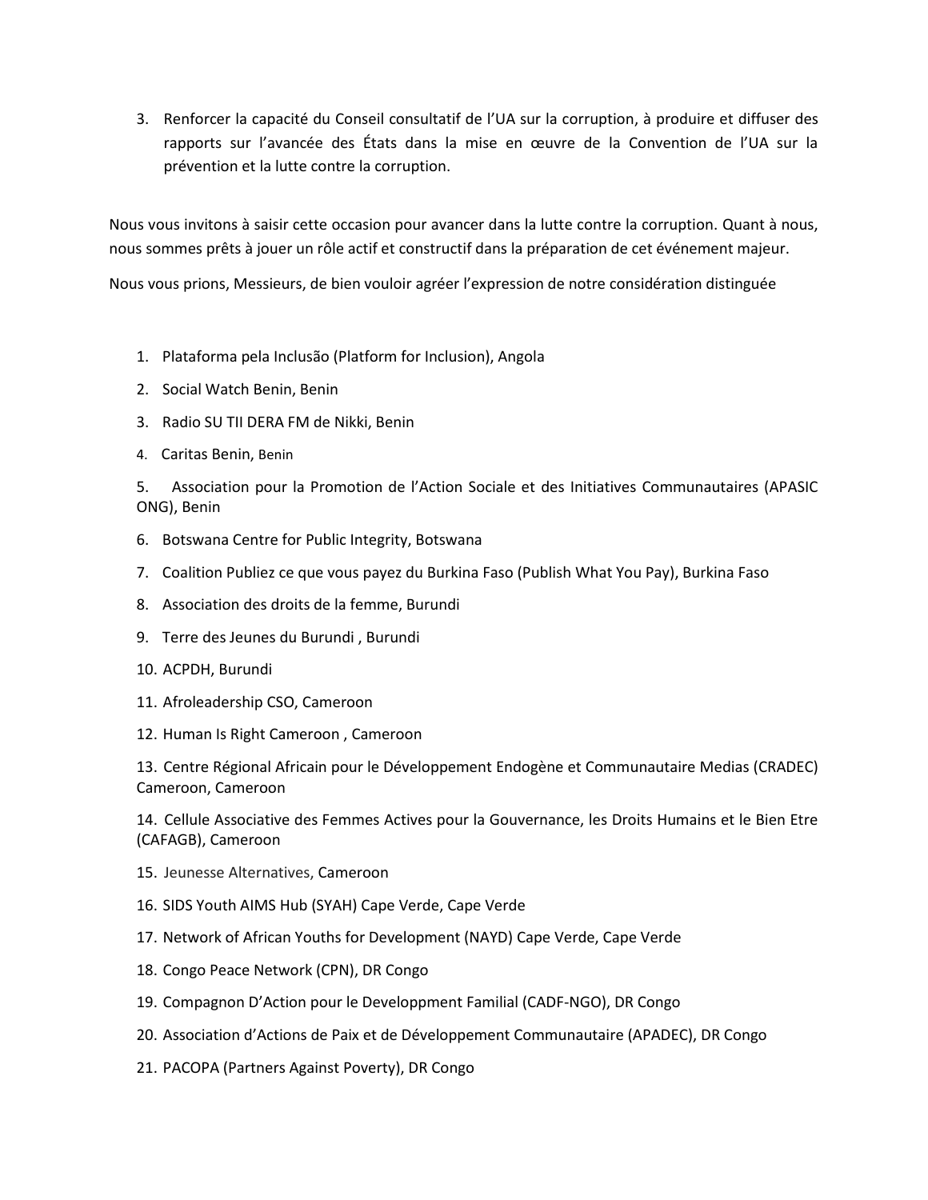3. Renforcer la capacité du Conseil consultatif de l'UA sur la corruption, à produire et diffuser des rapports sur l'avancée des États dans la mise en œuvre de la Convention de l'UA sur la prévention et la lutte contre la corruption.

Nous vous invitons à saisir cette occasion pour avancer dans la lutte contre la corruption. Quant à nous, nous sommes prêts à jouer un rôle actif et constructif dans la préparation de cet événement majeur.

Nous vous prions, Messieurs, de bien vouloir agréer l'expression de notre considération distinguée

1. Plataforma pela Inclusão (Platform for Inclusion), Angola
2. Social Watch Benin, Benin
3. Radio SU TII DERA FM de Nikki, Benin
4. Caritas Benin, Benin
5. Association pour la Promotion de l'Action Sociale et des Initiatives Communautaires (APASIC ONG), Benin
6. Botswana Centre for Public Integrity, Botswana
7. Coalition Publiez ce que vous payez du Burkina Faso (Publish What You Pay), Burkina Faso
8. Association des droits de la femme, Burundi
9. Terre des Jeunes du Burundi , Burundi
10. ACPDH, Burundi
11. Afroleadership CSO, Cameroon
12. Human Is Right Cameroon , Cameroon
13. Centre Régional Africain pour le Développement Endogène et Communautaire Medias (CRADEC) Cameroon, Cameroon
14. Cellule Associative des Femmes Actives pour la Gouvernance, les Droits Humains et le Bien Etre (CAFAGB), Cameroon
15. Jeunesse Alternatives, Cameroon
16. SIDS Youth AIMS Hub (SYAH) Cape Verde, Cape Verde
17. Network of African Youths for Development (NAYD) Cape Verde, Cape Verde
18. Congo Peace Network (CPN), DR Congo
19. Compagnon D'Action pour le Developpment Familial (CADF-NGO), DR Congo
20. Association d'Actions de Paix et de Développement Communautaire (APADEC), DR Congo
21. PACOPA (Partners Against Poverty), DR Congo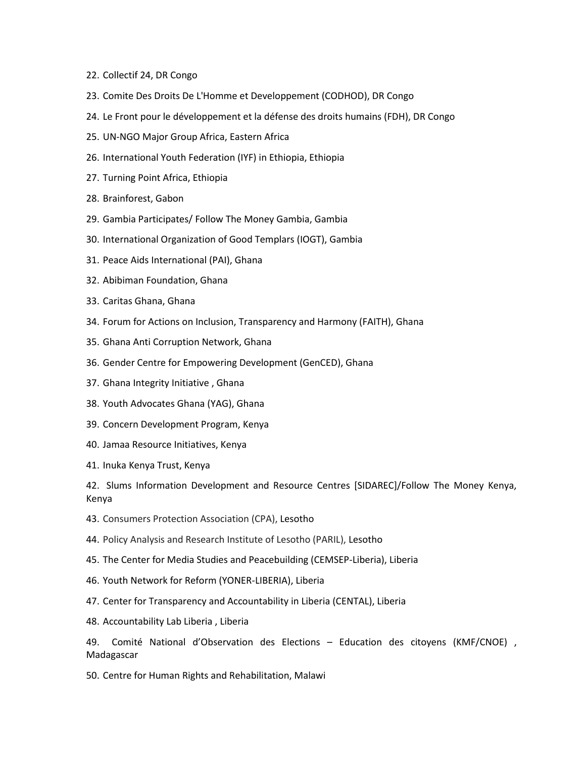22. Collectif 24, DR Congo
23. Comite Des Droits De L'Homme et Developpement (CODHOD), DR Congo
24. Le Front pour le développement et la défense des droits humains (FDH), DR Congo
25. UN-NGO Major Group Africa, Eastern Africa
26. International Youth Federation (IYF) in Ethiopia, Ethiopia
27. Turning Point Africa, Ethiopia
28. Brainforest, Gabon
29. Gambia Participates/ Follow The Money Gambia, Gambia
30. International Organization of Good Templars (IOGT), Gambia
31. Peace Aids International (PAI), Ghana
32. Abibiman Foundation, Ghana
33. Caritas Ghana, Ghana
34. Forum for Actions on Inclusion, Transparency and Harmony (FAITH), Ghana
35. Ghana Anti Corruption Network, Ghana
36. Gender Centre for Empowering Development (GenCED), Ghana
37. Ghana Integrity Initiative , Ghana
38. Youth Advocates Ghana (YAG), Ghana
39. Concern Development Program, Kenya
40. Jamaa Resource Initiatives, Kenya
41. Inuka Kenya Trust, Kenya
42. Slums Information Development and Resource Centres [SIDAREC]/Follow The Money Kenya, Kenya
43. Consumers Protection Association (CPA), Lesotho
44. Policy Analysis and Research Institute of Lesotho (PARIL), Lesotho
45. The Center for Media Studies and Peacebuilding (CEMSEP-Liberia), Liberia
46. Youth Network for Reform (YONER-LIBERIA), Liberia
47. Center for Transparency and Accountability in Liberia (CENTAL), Liberia
48. Accountability Lab Liberia , Liberia
49. Comité National d'Observation des Elections – Education des citoyens (KMF/CNOE) , Madagascar
50. Centre for Human Rights and Rehabilitation, Malawi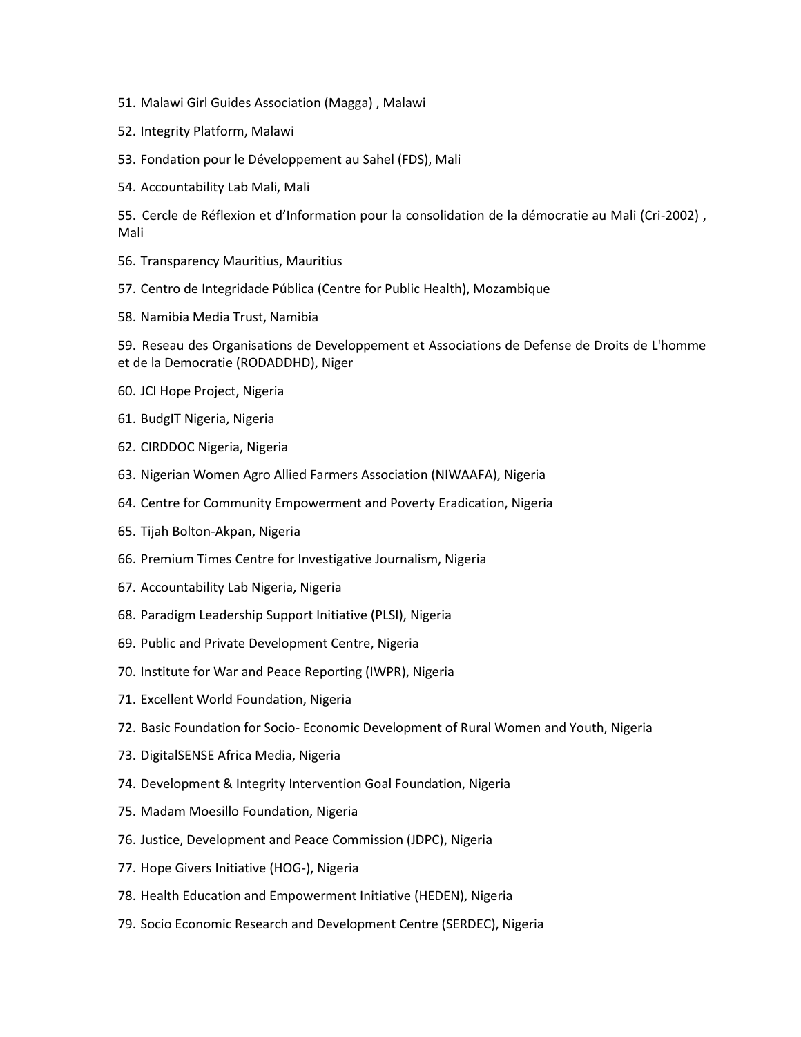51. Malawi Girl Guides Association (Magga) , Malawi
52. Integrity Platform, Malawi
53. Fondation pour le Développement au Sahel (FDS), Mali
54. Accountability Lab Mali, Mali
55. Cercle de Réflexion et d'Information pour la consolidation de la démocratie au Mali (Cri-2002) , Mali
56. Transparency Mauritius, Mauritius
57. Centro de Integridade Pública (Centre for Public Health), Mozambique
58. Namibia Media Trust, Namibia
59. Reseau des Organisations de Developpement et Associations de Defense de Droits de L'homme et de la Democratie (RODADDHD), Niger
60. JCI Hope Project, Nigeria
61. BudgIT Nigeria, Nigeria
62. CIRDDOC Nigeria, Nigeria
63. Nigerian Women Agro Allied Farmers Association (NIWAAFA), Nigeria
64. Centre for Community Empowerment and Poverty Eradication, Nigeria
65. Tijah Bolton-Akpan, Nigeria
66. Premium Times Centre for Investigative Journalism, Nigeria
67. Accountability Lab Nigeria, Nigeria
68. Paradigm Leadership Support Initiative (PLSI), Nigeria
69. Public and Private Development Centre, Nigeria
70. Institute for War and Peace Reporting (IWPR), Nigeria
71. Excellent World Foundation, Nigeria
72. Basic Foundation for Socio- Economic Development of Rural Women and Youth, Nigeria
73. DigitalSENSE Africa Media, Nigeria
74. Development & Integrity Intervention Goal Foundation, Nigeria
75. Madam Moesillo Foundation, Nigeria
76. Justice, Development and Peace Commission (JDPC), Nigeria
77. Hope Givers Initiative (HOG-), Nigeria
78. Health Education and Empowerment Initiative (HEDEN), Nigeria
79. Socio Economic Research and Development Centre (SERDEC), Nigeria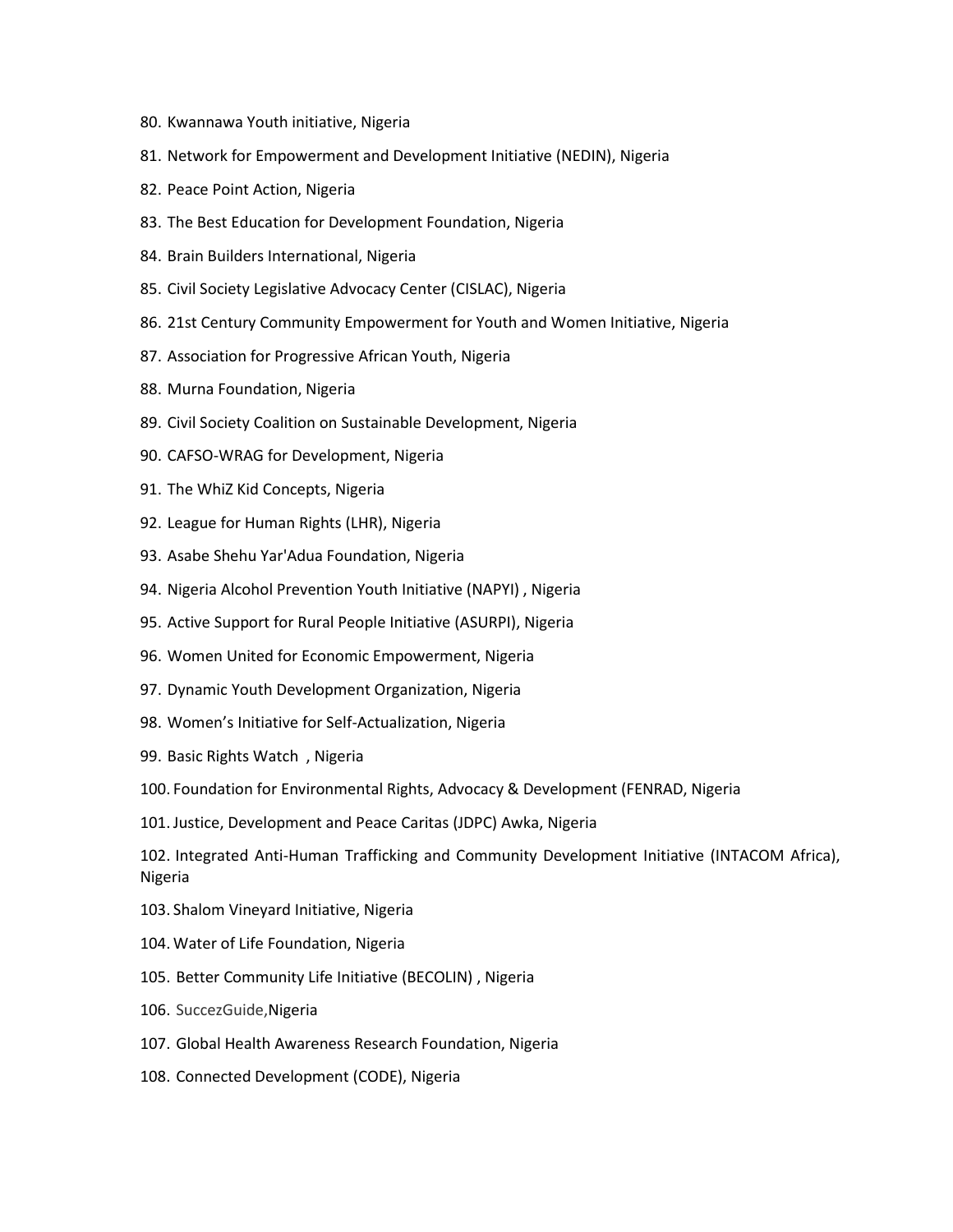80. Kwannawa Youth initiative, Nigeria
81. Network for Empowerment and Development Initiative (NEDIN), Nigeria
82. Peace Point Action, Nigeria
83. The Best Education for Development Foundation, Nigeria
84. Brain Builders International, Nigeria
85. Civil Society Legislative Advocacy Center (CISLAC), Nigeria
86. 21st Century Community Empowerment for Youth and Women Initiative, Nigeria
87. Association for Progressive African Youth, Nigeria
88. Murna Foundation, Nigeria
89. Civil Society Coalition on Sustainable Development, Nigeria
90. CAFSO-WRAG for Development, Nigeria
91. The WhiZ Kid Concepts, Nigeria
92. League for Human Rights (LHR), Nigeria
93. Asabe Shehu Yar'Adua Foundation, Nigeria
94. Nigeria Alcohol Prevention Youth Initiative (NAPYI) , Nigeria
95. Active Support for Rural People Initiative (ASURPI), Nigeria
96. Women United for Economic Empowerment, Nigeria
97. Dynamic Youth Development Organization, Nigeria
98. Women's Initiative for Self-Actualization, Nigeria
99. Basic Rights Watch , Nigeria
100. Foundation for Environmental Rights, Advocacy & Development (FENRAD, Nigeria
101. Justice, Development and Peace Caritas (JDPC) Awka, Nigeria
102. Integrated Anti-Human Trafficking and Community Development Initiative (INTACOM Africa), Nigeria
103. Shalom Vineyard Initiative, Nigeria
104. Water of Life Foundation, Nigeria
105. Better Community Life Initiative (BECOLIN) , Nigeria
106. SuccezGuide,Nigeria
107. Global Health Awareness Research Foundation, Nigeria
108. Connected Development (CODE), Nigeria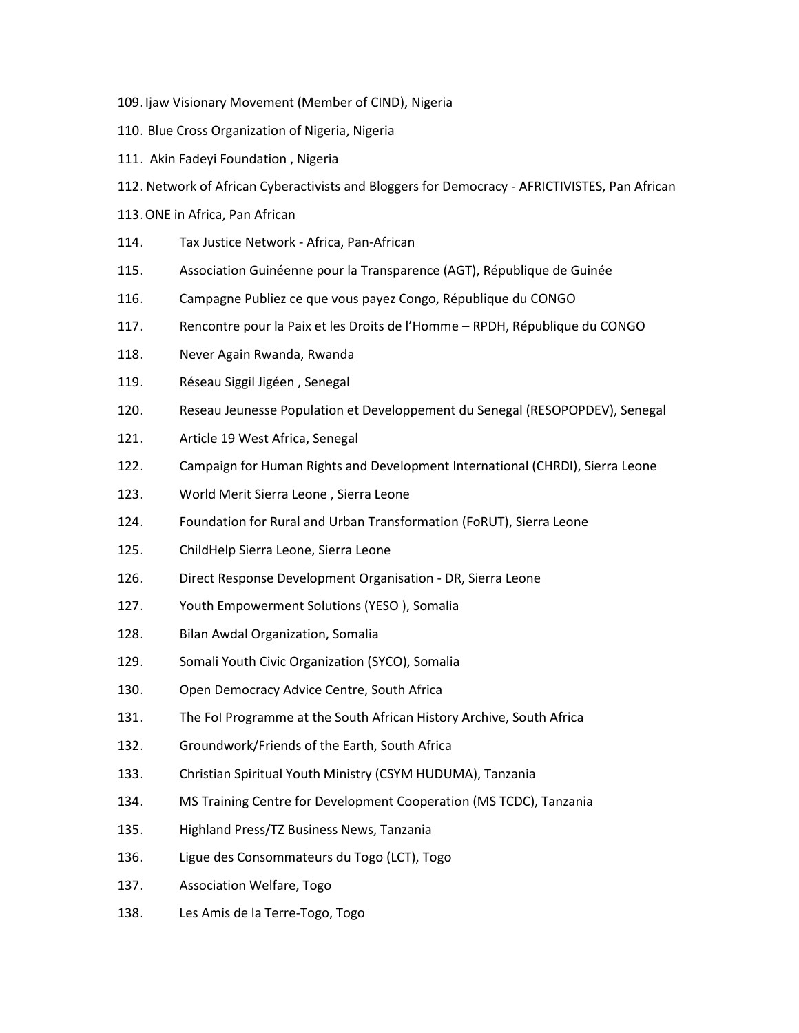109. Ijaw Visionary Movement (Member of CIND), Nigeria
110. Blue Cross Organization of Nigeria, Nigeria
111. Akin Fadeyi Foundation , Nigeria
112. Network of African Cyberactivists and Bloggers for Democracy - AFRICTIVISTES, Pan African
113. ONE in Africa, Pan African
114. Tax Justice Network - Africa, Pan-African
115. Association Guinéenne pour la Transparence (AGT), République de Guinée
116. Campagne Publiez ce que vous payez Congo, République du CONGO
117. Rencontre pour la Paix et les Droits de l'Homme – RPDH, République du CONGO
118. Never Again Rwanda, Rwanda
119. Réseau Siggil Jigéen , Senegal
120. Reseau Jeunesse Population et Developpement du Senegal (RESOPOPDEV), Senegal
121. Article 19 West Africa, Senegal
122. Campaign for Human Rights and Development International (CHRDI), Sierra Leone
123. World Merit Sierra Leone , Sierra Leone
124. Foundation for Rural and Urban Transformation (FoRUT), Sierra Leone
125. ChildHelp Sierra Leone, Sierra Leone
126. Direct Response Development Organisation - DR, Sierra Leone
127. Youth Empowerment Solutions (YESO ), Somalia
128. Bilan Awdal Organization, Somalia
129. Somali Youth Civic Organization (SYCO), Somalia
130. Open Democracy Advice Centre, South Africa
131. The FoI Programme at the South African History Archive, South Africa
132. Groundwork/Friends of the Earth, South Africa
133. Christian Spiritual Youth Ministry (CSYM HUDUMA), Tanzania
134. MS Training Centre for Development Cooperation (MS TCDC), Tanzania
135. Highland Press/TZ Business News, Tanzania
136. Ligue des Consommateurs du Togo (LCT), Togo
137. Association Welfare, Togo
138. Les Amis de la Terre-Togo, Togo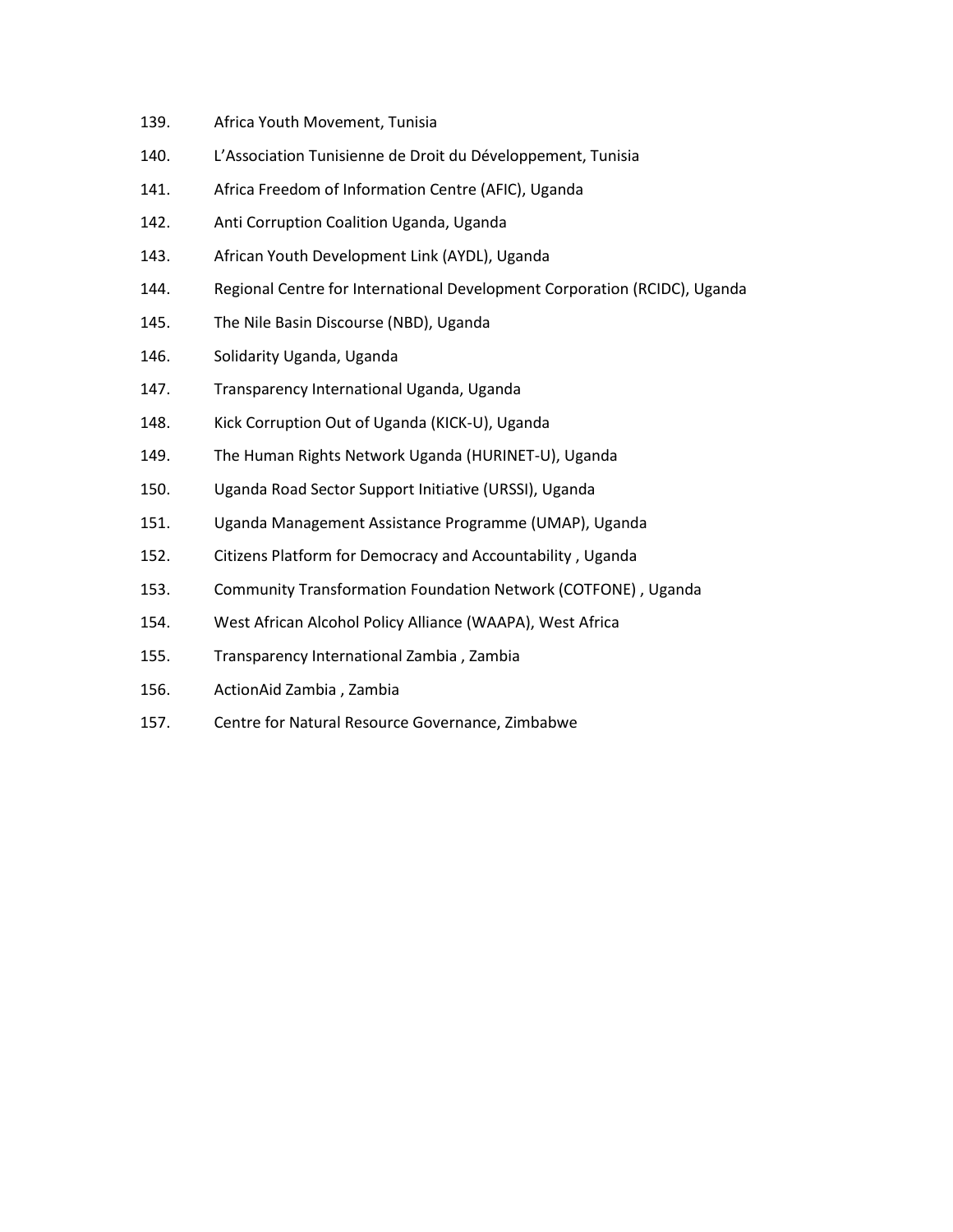139. Africa Youth Movement, Tunisia
140. L'Association Tunisienne de Droit du Développement, Tunisia
141. Africa Freedom of Information Centre (AFIC), Uganda
142. Anti Corruption Coalition Uganda, Uganda
143. African Youth Development Link (AYDL), Uganda
144. Regional Centre for International Development Corporation (RCIDC), Uganda
145. The Nile Basin Discourse (NBD), Uganda
146. Solidarity Uganda, Uganda
147. Transparency International Uganda, Uganda
148. Kick Corruption Out of Uganda (KICK-U), Uganda
149. The Human Rights Network Uganda (HURINET-U), Uganda
150. Uganda Road Sector Support Initiative (URSSI), Uganda
151. Uganda Management Assistance Programme (UMAP), Uganda
152. Citizens Platform for Democracy and Accountability , Uganda
153. Community Transformation Foundation Network (COTFONE) , Uganda
154. West African Alcohol Policy Alliance (WAAPA), West Africa
155. Transparency International Zambia , Zambia
156. ActionAid Zambia , Zambia
157. Centre for Natural Resource Governance, Zimbabwe